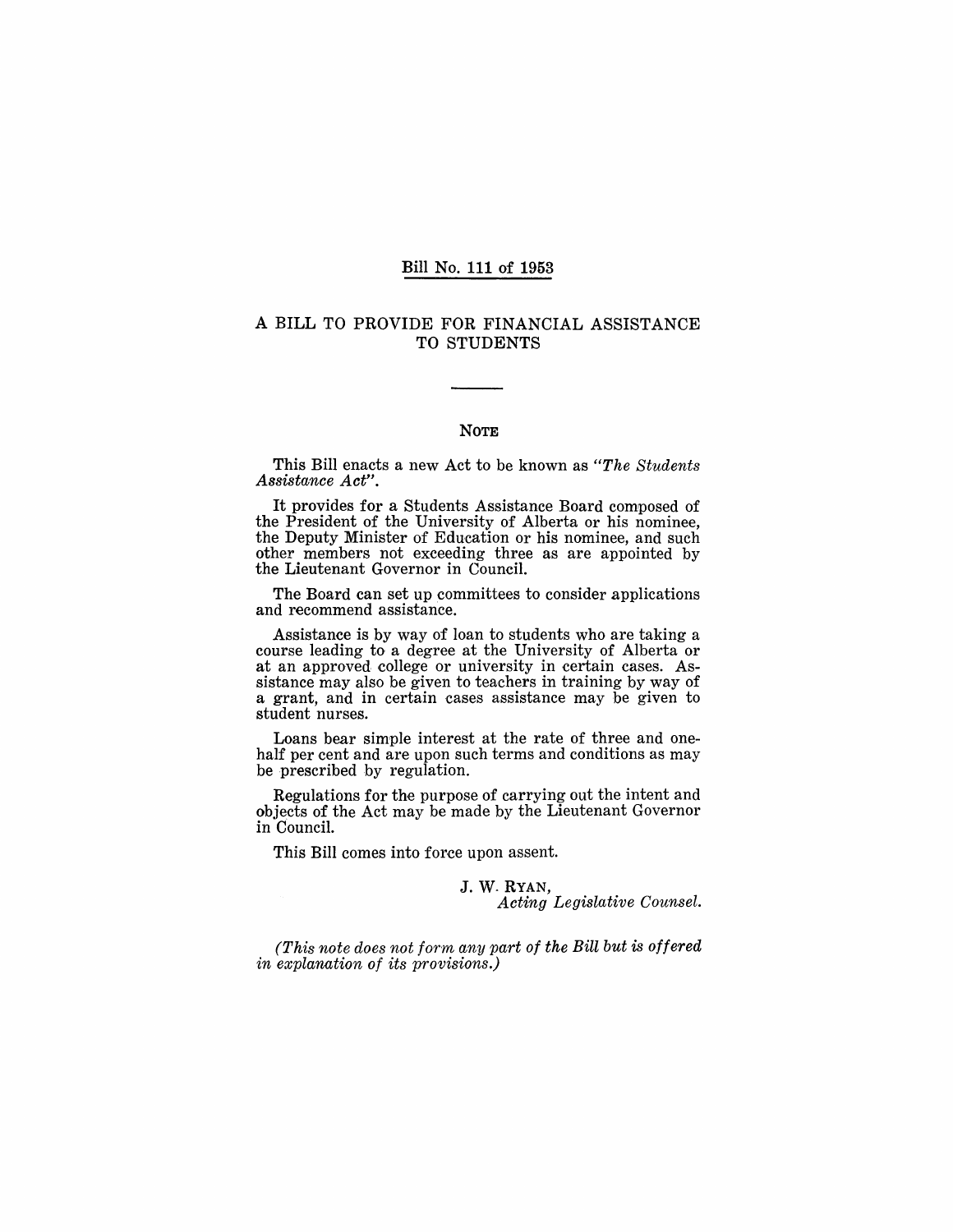# Bill No. 111 of 1953

## A BILL TO PROVIDE FOR FINANCIAL ASSISTANCE TO STUDENTS

### NOTE

This Bill enacts a new Act to be known as *"The Students Assistance Act"*.

It provides for a Students Assistance Board composed of the President of the University of Alberta or his nominee, the Deputy Minister of Education or his nominee, and such other members not exceeding three as are appointed by the Lieutenant Governor in Council.

The Board can set up committees to consider applications and recommend assistance.

Assistance is by way of loan to students who are taking a course leading to a degree at the University of Alberta or at an approved college or university in certain cases. Assistance may also be given to teachers in training by way of a grant, and in certain cases assistance may be given to student nurses.

Loans bear simple interest at the rate of three and one-half per cent and are upon such terms and conditions as may be prescribed by regulation.

Regulations for the purpose of carrying out the intent and objects of the Act may be made by the Lieutenant Governor in Council.

This Bill comes into force upon assent.

J. W. RYAN,
*Acting Legislative Counsel.*

*(This note does not form any part of the Bill but is offered in explanation of its provisions.)*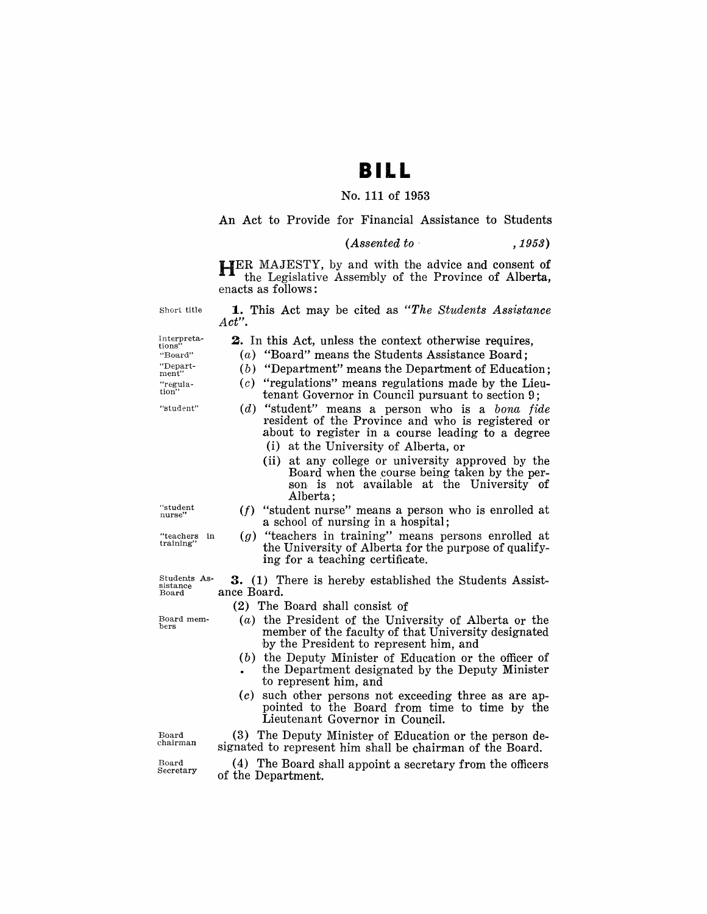# BILL

No. 111 of 1953

An Act to Provide for Financial Assistance to Students

*(Assented to , 1953)*

HER MAJESTY, by and with the advice and consent of the Legislative Assembly of the Province of Alberta, enacts as follows:

Short title

**1.** This Act may be cited as *"The Students Assistance Act"*.

Interpretations

"Board"

"Department"

"regulation"

"student"

**2.** In this Act, unless the context otherwise requires,

(*a*) "Board" means the Students Assistance Board;

(*b*) "Department" means the Department of Education;

(*c*) "regulations" means regulations made by the Lieutenant Governor in Council pursuant to section 9;

(*d*) "student" means a person who is a *bona fide* resident of the Province and who is registered or about to register in a course leading to a degree

(i) at the University of Alberta, or

(ii) at any college or university approved by the Board when the course being taken by the person is not available at the University of Alberta;

"student nurse"

(*f*) "student nurse" means a person who is enrolled at a school of nursing in a hospital;

"teachers in training"

(*g*) "teachers in training" means persons enrolled at the University of Alberta for the purpose of qualifying for a teaching certificate.

Students Assistance Board

**3.** (1) There is hereby established the Students Assistance Board.

(2) The Board shall consist of

Board members

(*a*) the President of the University of Alberta or the member of the faculty of that University designated by the President to represent him, and

(*b*) the Deputy Minister of Education or the officer of the Department designated by the Deputy Minister to represent him, and

(*c*) such other persons not exceeding three as are appointed to the Board from time to time by the Lieutenant Governor in Council.

Board chairman

(3) The Deputy Minister of Education or the person designated to represent him shall be chairman of the Board.

Board Secretary

(4) The Board shall appoint a secretary from the officers of the Department.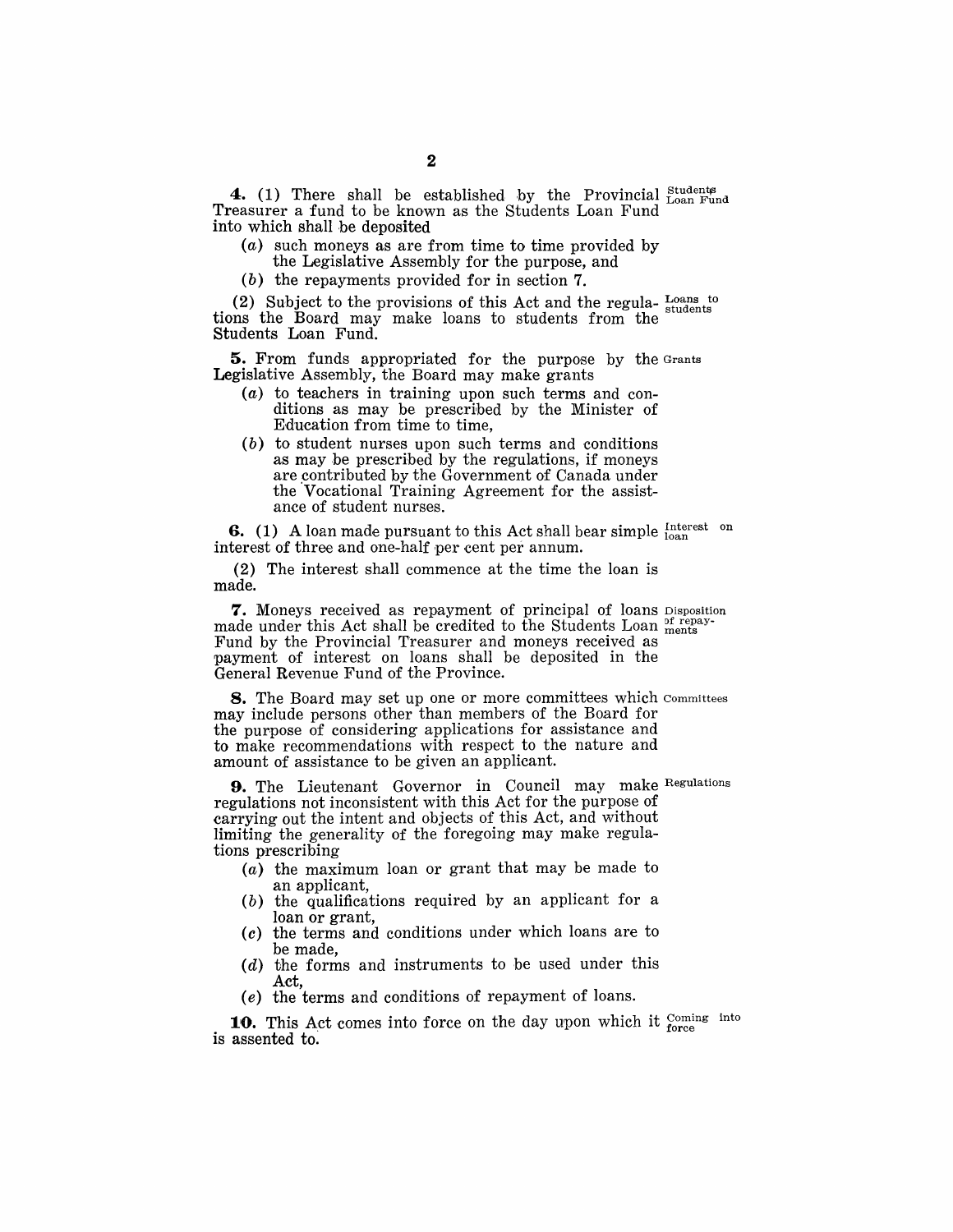**4.** (1) There shall be established by the Provincial Treasurer a fund to be known as the Students Loan Fund into which shall be deposited

Students Loan Fund

- (*a*) such moneys as are from time to time provided by the Legislative Assembly for the purpose, and
- (*b*) the repayments provided for in section 7.

(2) Subject to the provisions of this Act and the regulations the Board may make loans to students from the Students Loan Fund.

Loans to students

**5.** From funds appropriated for the purpose by the Legislative Assembly, the Board may make grants

Grants

- (*a*) to teachers in training upon such terms and conditions as may be prescribed by the Minister of Education from time to time,
- (*b*) to student nurses upon such terms and conditions as may be prescribed by the regulations, if moneys are contributed by the Government of Canada under the Vocational Training Agreement for the assistance of student nurses.

**6.** (1) A loan made pursuant to this Act shall bear simple interest of three and one-half per cent per annum.

Interest on loan

(2) The interest shall commence at the time the loan is made.

**7.** Moneys received as repayment of principal of loans made under this Act shall be credited to the Students Loan Fund by the Provincial Treasurer and moneys received as payment of interest on loans shall be deposited in the General Revenue Fund of the Province.

Disposition of repayments

**8.** The Board may set up one or more committees which may include persons other than members of the Board for the purpose of considering applications for assistance and to make recommendations with respect to the nature and amount of assistance to be given an applicant.

Committees

**9.** The Lieutenant Governor in Council may make regulations not inconsistent with this Act for the purpose of carrying out the intent and objects of this Act, and without limiting the generality of the foregoing may make regulations prescribing

Regulations

- (*a*) the maximum loan or grant that may be made to an applicant,
- (*b*) the qualifications required by an applicant for a loan or grant,
- (*c*) the terms and conditions under which loans are to be made,
- (*d*) the forms and instruments to be used under this Act,
- (*e*) the terms and conditions of repayment of loans.

**10.** This Act comes into force on the day upon which it is assented to.

Coming into force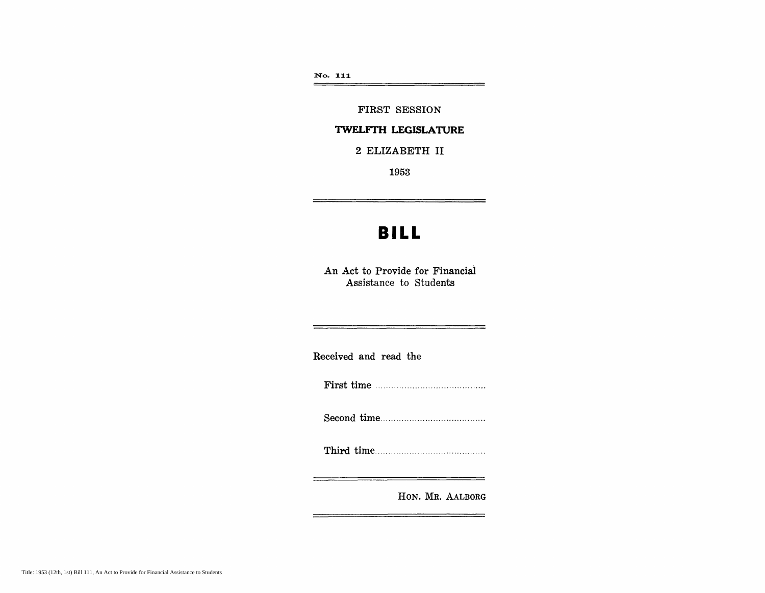No. 111

FIRST SESSION

**TWELFTH LEGISLATURE**

2 ELIZABETH II

1953

# BILL

An Act to Provide for Financial Assistance to Students

Received and read the

First time ..........................................

Second time.........................................

Third time...........................................

HON. MR. AALBORG

Title: 1953 (12th, 1st) Bill 111, An Act to Provide for Financial Assistance to Students